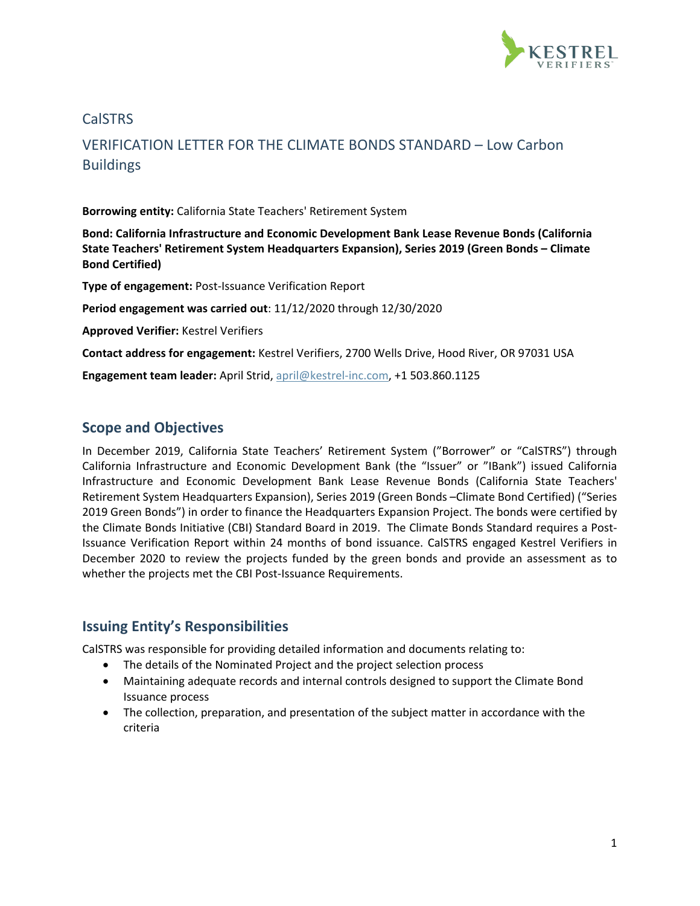CalSTRS

# VERIFICATION LETTER FOR THE CLIMATE BONDS STANDARD – Low Carbon Buildings

**Borrowing entity:** California State Teachers' Retirement System

**Bond: California Infrastructure and Economic Development Bank Lease Revenue Bonds (California State Teachers' Retirement System Headquarters Expansion), Series 2019 (Green Bonds – Climate Bond Certified)**

**Type of engagement:** Post-Issuance Verification Report

**Period engagement was carried out**: 11/12/2020 through 12/30/2020

**Approved Verifier:** Kestrel Verifiers

**Contact address for engagement:** Kestrel Verifiers, 2700 Wells Drive, Hood River, OR 97031 USA

**Engagement team leader:** April Strid, april@kestrel-inc.com, +1 503.860.1125

## Scope and Objectives

In December 2019, California State Teachers' Retirement System ("Borrower" or "CalSTRS") through California Infrastructure and Economic Development Bank (the "Issuer" or "IBank") issued California Infrastructure and Economic Development Bank Lease Revenue Bonds (California State Teachers' Retirement System Headquarters Expansion), Series 2019 (Green Bonds –Climate Bond Certified) ("Series 2019 Green Bonds") in order to finance the Headquarters Expansion Project. The bonds were certified by the Climate Bonds Initiative (CBI) Standard Board in 2019. The Climate Bonds Standard requires a Post-Issuance Verification Report within 24 months of bond issuance. CalSTRS engaged Kestrel Verifiers in December 2020 to review the projects funded by the green bonds and provide an assessment as to whether the projects met the CBI Post-Issuance Requirements.

## Issuing Entity's Responsibilities

CalSTRS was responsible for providing detailed information and documents relating to:

- The details of the Nominated Project and the project selection process
- Maintaining adequate records and internal controls designed to support the Climate Bond Issuance process
- The collection, preparation, and presentation of the subject matter in accordance with the criteria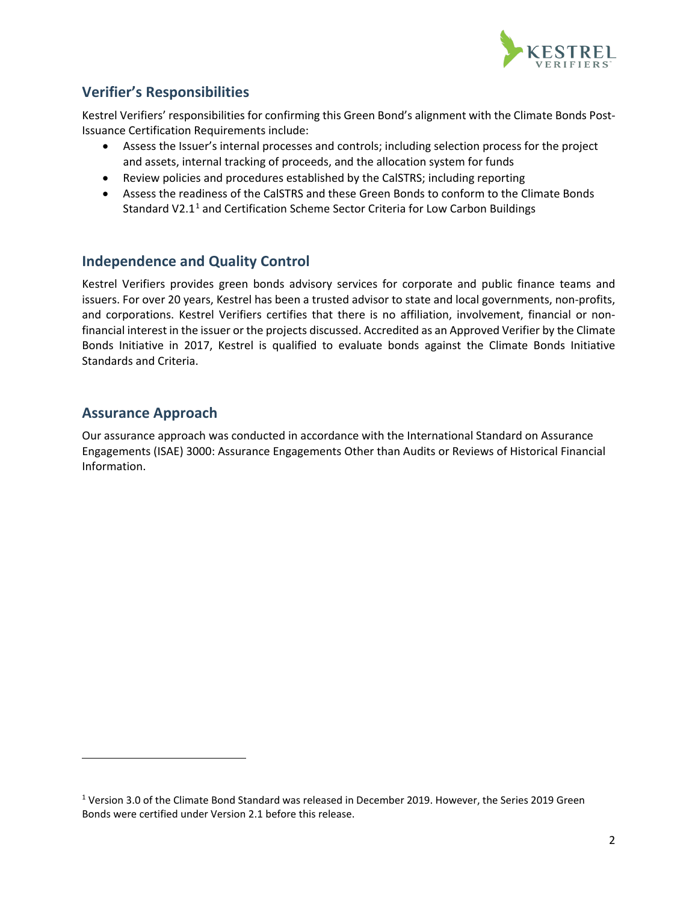## Verifier's Responsibilities

Kestrel Verifiers' responsibilities for confirming this Green Bond's alignment with the Climate Bonds Post-Issuance Certification Requirements include:

- Assess the Issuer's internal processes and controls; including selection process for the project and assets, internal tracking of proceeds, and the allocation system for funds
- Review policies and procedures established by the CalSTRS; including reporting
- Assess the readiness of the CalSTRS and these Green Bonds to conform to the Climate Bonds Standard V2.1[1] and Certification Scheme Sector Criteria for Low Carbon Buildings

## Independence and Quality Control

Kestrel Verifiers provides green bonds advisory services for corporate and public finance teams and issuers. For over 20 years, Kestrel has been a trusted advisor to state and local governments, non-profits, and corporations. Kestrel Verifiers certifies that there is no affiliation, involvement, financial or non-financial interest in the issuer or the projects discussed. Accredited as an Approved Verifier by the Climate Bonds Initiative in 2017, Kestrel is qualified to evaluate bonds against the Climate Bonds Initiative Standards and Criteria.

## Assurance Approach

Our assurance approach was conducted in accordance with the International Standard on Assurance Engagements (ISAE) 3000: Assurance Engagements Other than Audits or Reviews of Historical Financial Information.

---

[1] Version 3.0 of the Climate Bond Standard was released in December 2019. However, the Series 2019 Green Bonds were certified under Version 2.1 before this release.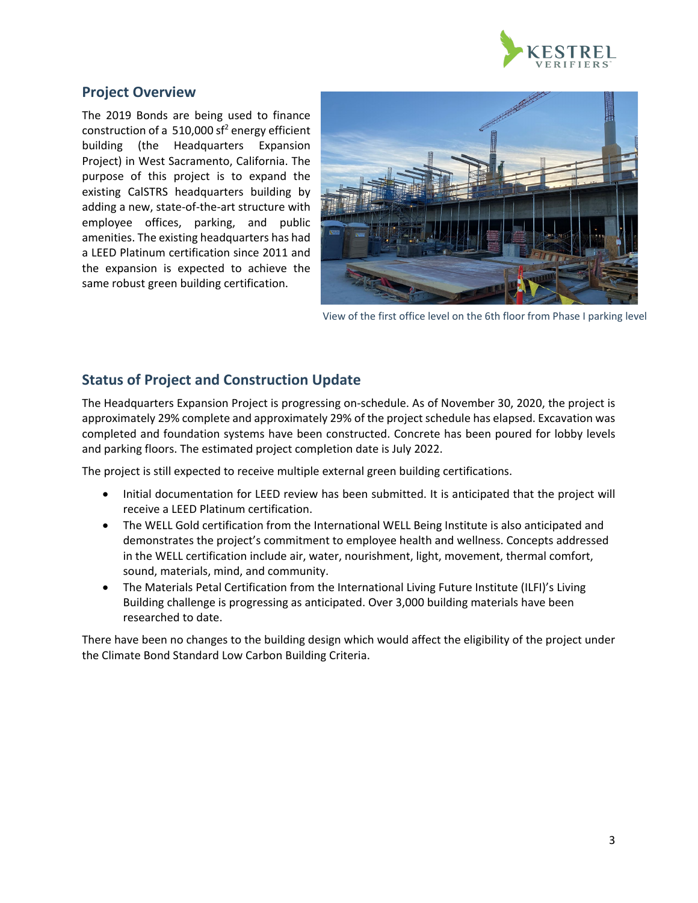## Project Overview

The 2019 Bonds are being used to finance construction of a 510,000 sf[2] energy efficient building (the Headquarters Expansion Project) in West Sacramento, California. The purpose of this project is to expand the existing CalSTRS headquarters building by adding a new, state-of-the-art structure with employee offices, parking, and public amenities. The existing headquarters has had a LEED Platinum certification since 2011 and the expansion is expected to achieve the same robust green building certification.

View of the first office level on the 6th floor from Phase I parking level

## Status of Project and Construction Update

The Headquarters Expansion Project is progressing on-schedule. As of November 30, 2020, the project is approximately 29% complete and approximately 29% of the project schedule has elapsed. Excavation was completed and foundation systems have been constructed. Concrete has been poured for lobby levels and parking floors. The estimated project completion date is July 2022.

The project is still expected to receive multiple external green building certifications.

- Initial documentation for LEED review has been submitted. It is anticipated that the project will receive a LEED Platinum certification.
- The WELL Gold certification from the International WELL Being Institute is also anticipated and demonstrates the project's commitment to employee health and wellness. Concepts addressed in the WELL certification include air, water, nourishment, light, movement, thermal comfort, sound, materials, mind, and community.
- The Materials Petal Certification from the International Living Future Institute (ILFI)'s Living Building challenge is progressing as anticipated. Over 3,000 building materials have been researched to date.

There have been no changes to the building design which would affect the eligibility of the project under the Climate Bond Standard Low Carbon Building Criteria.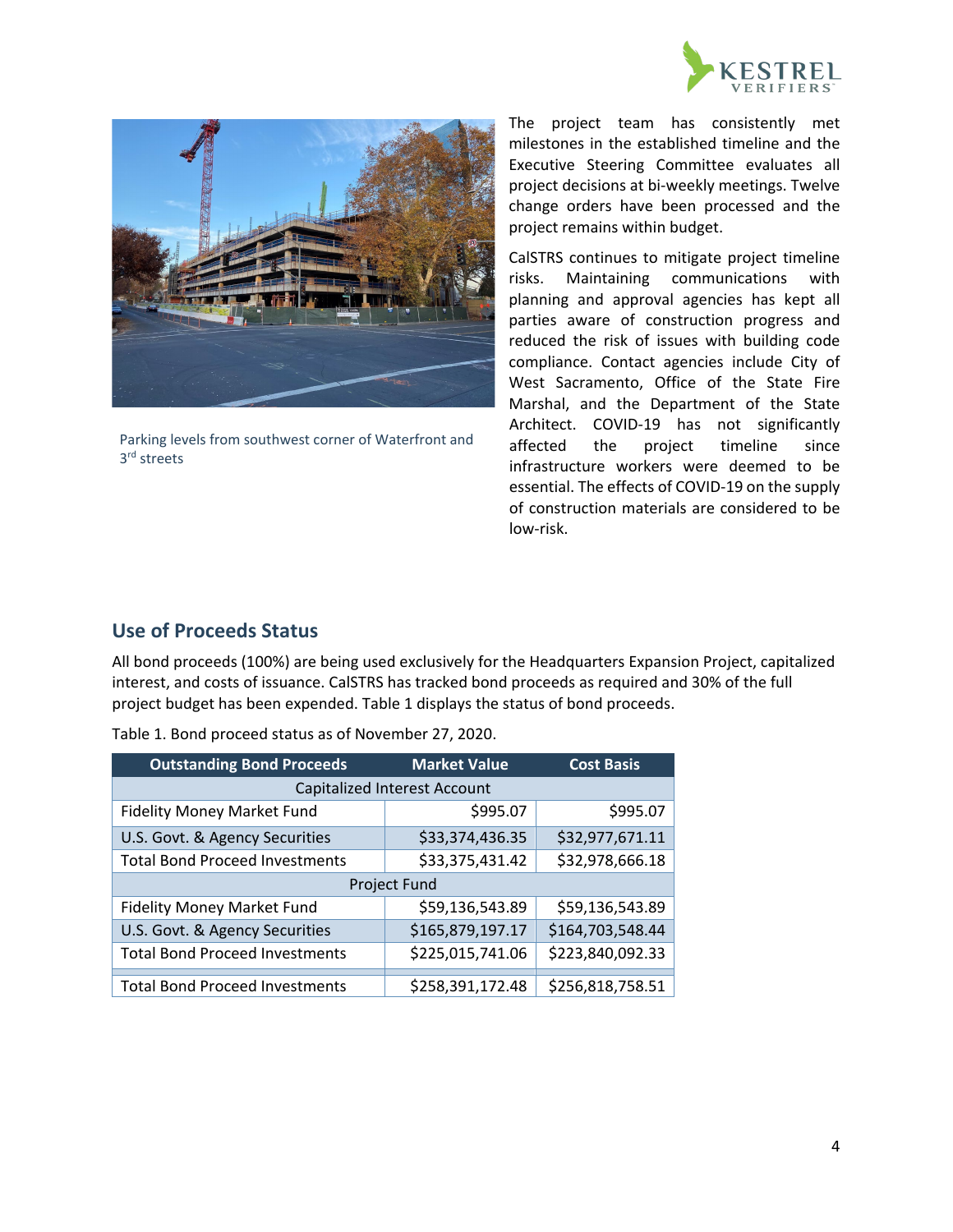Parking levels from southwest corner of Waterfront and 3rd streets

The project team has consistently met milestones in the established timeline and the Executive Steering Committee evaluates all project decisions at bi-weekly meetings. Twelve change orders have been processed and the project remains within budget.

CalSTRS continues to mitigate project timeline risks. Maintaining communications with planning and approval agencies has kept all parties aware of construction progress and reduced the risk of issues with building code compliance. Contact agencies include City of West Sacramento, Office of the State Fire Marshal, and the Department of the State Architect. COVID-19 has not significantly affected the project timeline since infrastructure workers were deemed to be essential. The effects of COVID-19 on the supply of construction materials are considered to be low-risk.

## Use of Proceeds Status

All bond proceeds (100%) are being used exclusively for the Headquarters Expansion Project, capitalized interest, and costs of issuance. CalSTRS has tracked bond proceeds as required and 30% of the full project budget has been expended. Table 1 displays the status of bond proceeds.

Table 1. Bond proceed status as of November 27, 2020.

| Outstanding Bond Proceeds | Market Value | Cost Basis |
|---|---|---|
| Capitalized Interest Account | | |
| Fidelity Money Market Fund | $995.07 | $995.07 |
| U.S. Govt. & Agency Securities | $33,374,436.35 | $32,977,671.11 |
| Total Bond Proceed Investments | $33,375,431.42 | $32,978,666.18 |
| Project Fund | | |
| Fidelity Money Market Fund | $59,136,543.89 | $59,136,543.89 |
| U.S. Govt. & Agency Securities | $165,879,197.17 | $164,703,548.44 |
| Total Bond Proceed Investments | $225,015,741.06 | $223,840,092.33 |
| Total Bond Proceed Investments | $258,391,172.48 | $256,818,758.51 |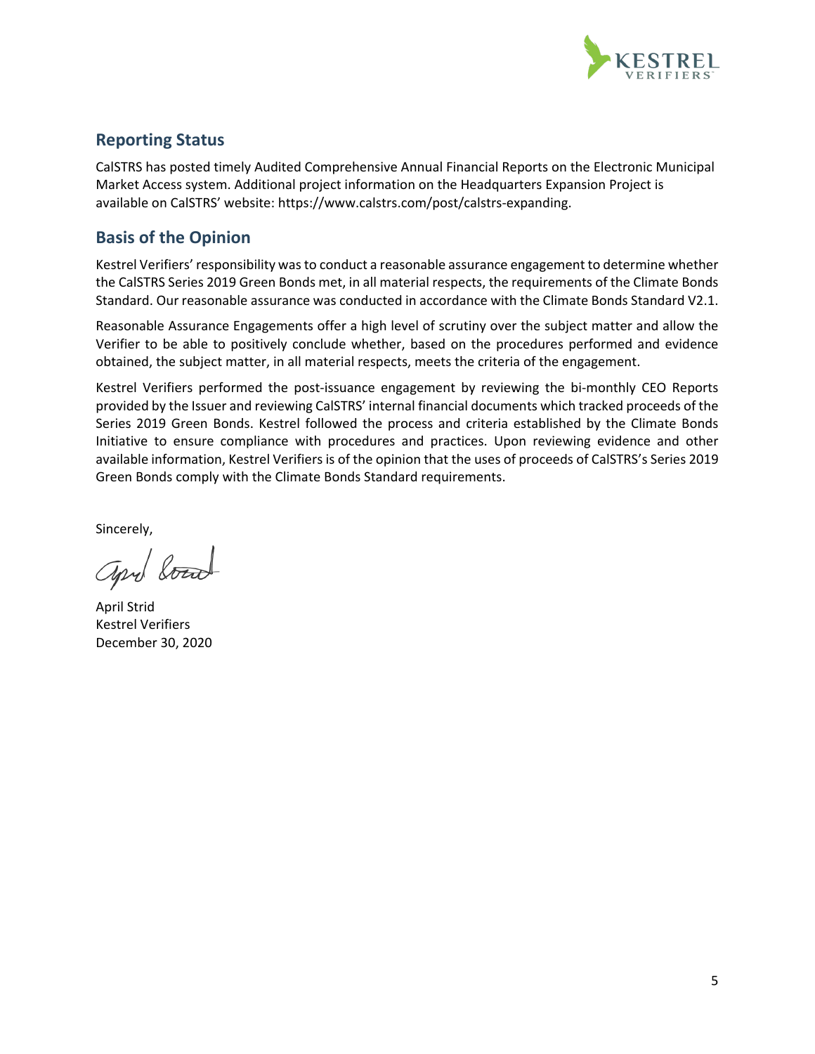## Reporting Status

CalSTRS has posted timely Audited Comprehensive Annual Financial Reports on the Electronic Municipal Market Access system. Additional project information on the Headquarters Expansion Project is available on CalSTRS' website: https://www.calstrs.com/post/calstrs-expanding.

## Basis of the Opinion

Kestrel Verifiers' responsibility was to conduct a reasonable assurance engagement to determine whether the CalSTRS Series 2019 Green Bonds met, in all material respects, the requirements of the Climate Bonds Standard. Our reasonable assurance was conducted in accordance with the Climate Bonds Standard V2.1.

Reasonable Assurance Engagements offer a high level of scrutiny over the subject matter and allow the Verifier to be able to positively conclude whether, based on the procedures performed and evidence obtained, the subject matter, in all material respects, meets the criteria of the engagement.

Kestrel Verifiers performed the post-issuance engagement by reviewing the bi-monthly CEO Reports provided by the Issuer and reviewing CalSTRS' internal financial documents which tracked proceeds of the Series 2019 Green Bonds. Kestrel followed the process and criteria established by the Climate Bonds Initiative to ensure compliance with procedures and practices. Upon reviewing evidence and other available information, Kestrel Verifiers is of the opinion that the uses of proceeds of CalSTRS's Series 2019 Green Bonds comply with the Climate Bonds Standard requirements.

Sincerely,

April Strid
Kestrel Verifiers
December 30, 2020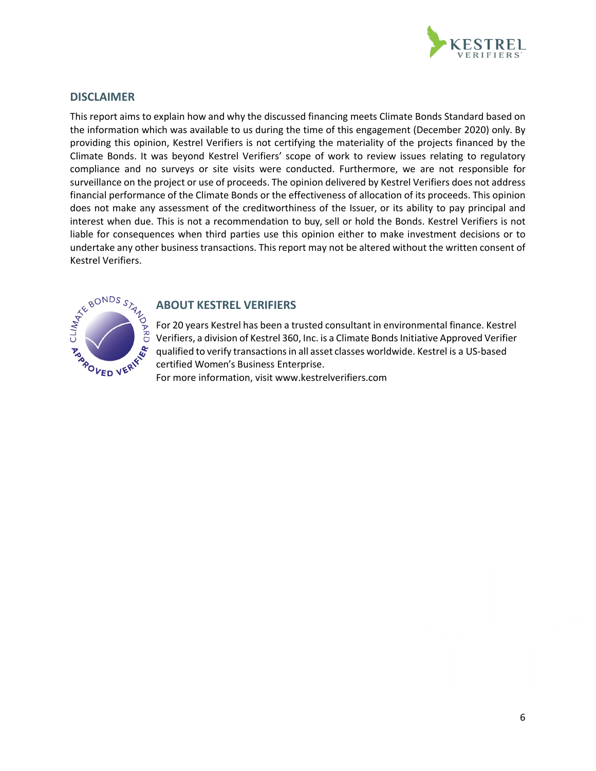## DISCLAIMER

This report aims to explain how and why the discussed financing meets Climate Bonds Standard based on the information which was available to us during the time of this engagement (December 2020) only. By providing this opinion, Kestrel Verifiers is not certifying the materiality of the projects financed by the Climate Bonds. It was beyond Kestrel Verifiers' scope of work to review issues relating to regulatory compliance and no surveys or site visits were conducted. Furthermore, we are not responsible for surveillance on the project or use of proceeds. The opinion delivered by Kestrel Verifiers does not address financial performance of the Climate Bonds or the effectiveness of allocation of its proceeds. This opinion does not make any assessment of the creditworthiness of the Issuer, or its ability to pay principal and interest when due. This is not a recommendation to buy, sell or hold the Bonds. Kestrel Verifiers is not liable for consequences when third parties use this opinion either to make investment decisions or to undertake any other business transactions. This report may not be altered without the written consent of Kestrel Verifiers.

## ABOUT KESTREL VERIFIERS

For 20 years Kestrel has been a trusted consultant in environmental finance. Kestrel Verifiers, a division of Kestrel 360, Inc. is a Climate Bonds Initiative Approved Verifier qualified to verify transactions in all asset classes worldwide. Kestrel is a US-based certified Women's Business Enterprise.
For more information, visit www.kestrelverifiers.com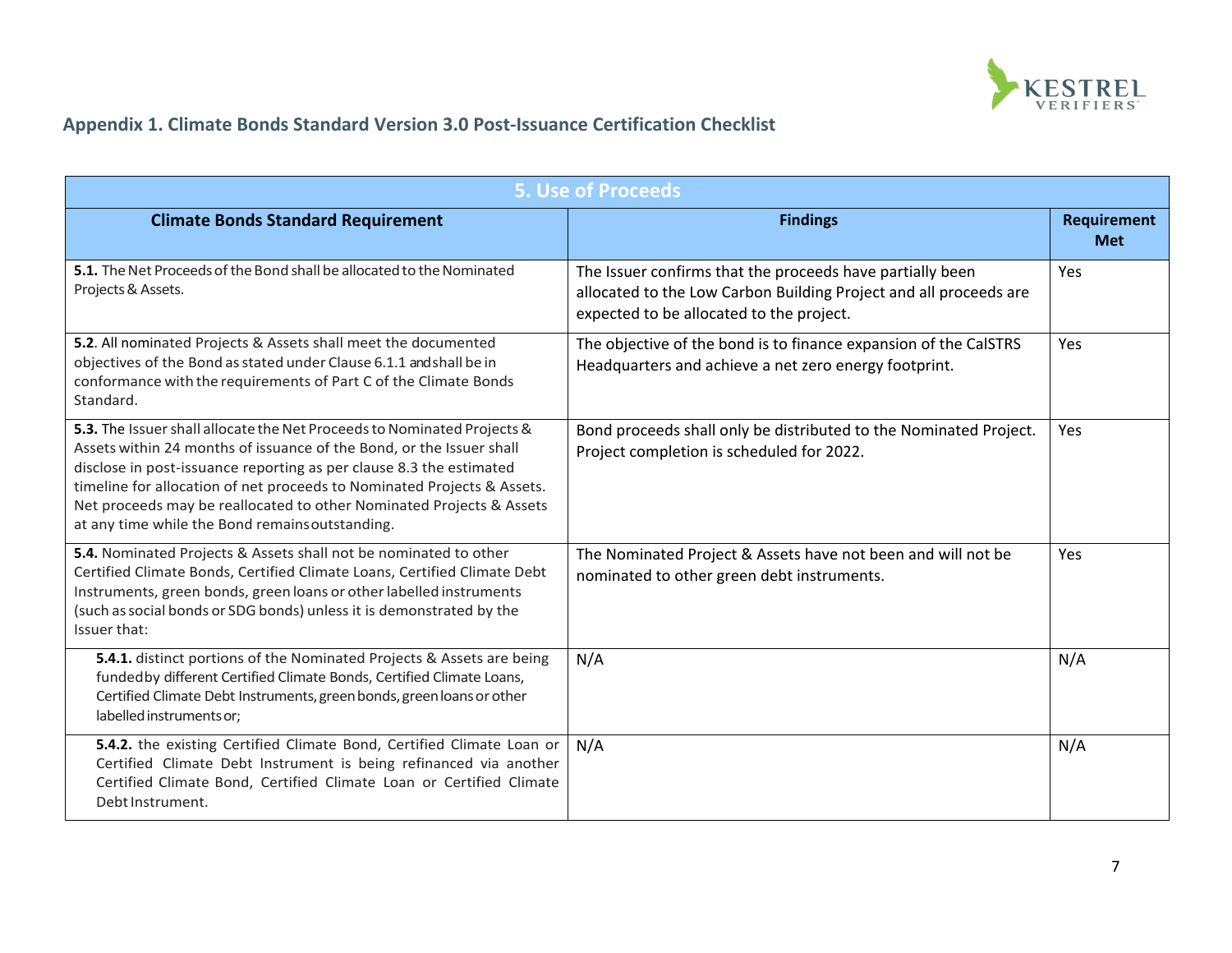## Appendix 1. Climate Bonds Standard Version 3.0 Post-Issuance Certification Checklist

| 5. Use of Proceeds | | |
|---|---|---|
| **Climate Bonds Standard Requirement** | **Findings** | **Requirement Met** |
| **5.1.** The Net Proceeds of the Bond shall be allocated to the Nominated Projects & Assets. | The Issuer confirms that the proceeds have partially been allocated to the Low Carbon Building Project and all proceeds are expected to be allocated to the project. | Yes |
| **5.2**. All nominated Projects & Assets shall meet the documented objectives of the Bond as stated under Clause 6.1.1 and shall be in conformance with the requirements of Part C of the Climate Bonds Standard. | The objective of the bond is to finance expansion of the CalSTRS Headquarters and achieve a net zero energy footprint. | Yes |
| **5.3.** The Issuer shall allocate the Net Proceeds to Nominated Projects & Assets within 24 months of issuance of the Bond, or the Issuer shall disclose in post-issuance reporting as per clause 8.3 the estimated timeline for allocation of net proceeds to Nominated Projects & Assets. Net proceeds may be reallocated to other Nominated Projects & Assets at any time while the Bond remains outstanding. | Bond proceeds shall only be distributed to the Nominated Project. Project completion is scheduled for 2022. | Yes |
| **5.4.** Nominated Projects & Assets shall not be nominated to other Certified Climate Bonds, Certified Climate Loans, Certified Climate Debt Instruments, green bonds, green loans or other labelled instruments (such as social bonds or SDG bonds) unless it is demonstrated by the Issuer that: | The Nominated Project & Assets have not been and will not be nominated to other green debt instruments. | Yes |
| **5.4.1.** distinct portions of the Nominated Projects & Assets are being funded by different Certified Climate Bonds, Certified Climate Loans, Certified Climate Debt Instruments, green bonds, green loans or other labelled instruments or; | N/A | N/A |
| **5.4.2.** the existing Certified Climate Bond, Certified Climate Loan or Certified Climate Debt Instrument is being refinanced via another Certified Climate Bond, Certified Climate Loan or Certified Climate Debt Instrument. | N/A | N/A |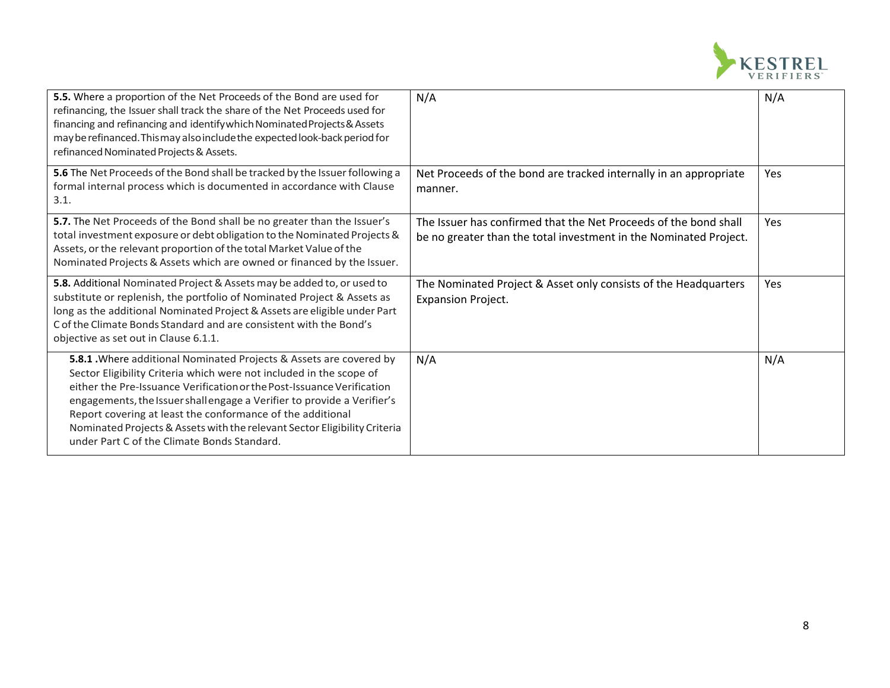| | | |
|---|---|---|
| **5.5.** Where a proportion of the Net Proceeds of the Bond are used for refinancing, the Issuer shall track the share of the Net Proceeds used for financing and refinancing and identify which Nominated Projects & Assets may be refinanced. This may also include the expected look-back period for refinanced Nominated Projects & Assets. | N/A | N/A |
| **5.6** The Net Proceeds of the Bond shall be tracked by the Issuer following a formal internal process which is documented in accordance with Clause 3.1. | Net Proceeds of the bond are tracked internally in an appropriate manner. | Yes |
| **5.7.** The Net Proceeds of the Bond shall be no greater than the Issuer's total investment exposure or debt obligation to the Nominated Projects & Assets, or the relevant proportion of the total Market Value of the Nominated Projects & Assets which are owned or financed by the Issuer. | The Issuer has confirmed that the Net Proceeds of the bond shall be no greater than the total investment in the Nominated Project. | Yes |
| **5.8.** Additional Nominated Project & Assets may be added to, or used to substitute or replenish, the portfolio of Nominated Project & Assets as long as the additional Nominated Project & Assets are eligible under Part C of the Climate Bonds Standard and are consistent with the Bond's objective as set out in Clause 6.1.1. | The Nominated Project & Asset only consists of the Headquarters Expansion Project. | Yes |
| **5.8.1** .Where additional Nominated Projects & Assets are covered by Sector Eligibility Criteria which were not included in the scope of either the Pre-Issuance Verification or the Post-Issuance Verification engagements, the Issuer shall engage a Verifier to provide a Verifier's Report covering at least the conformance of the additional Nominated Projects & Assets with the relevant Sector Eligibility Criteria under Part C of the Climate Bonds Standard. | N/A | N/A |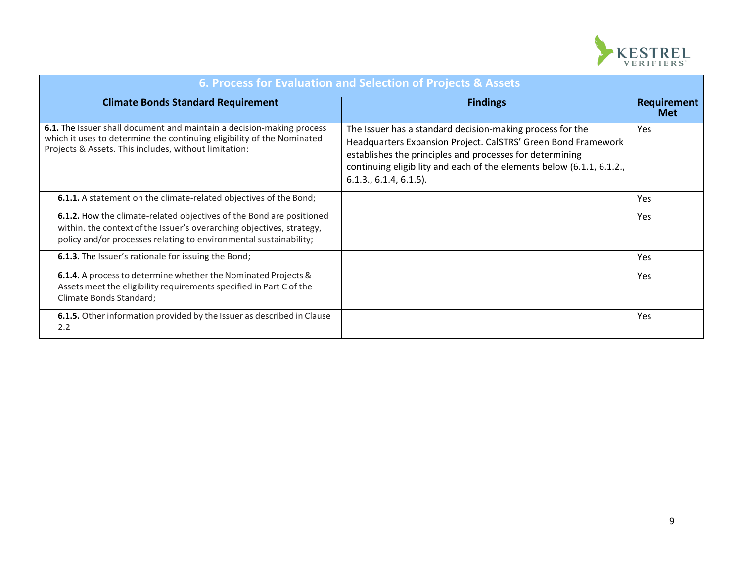| 6. Process for Evaluation and Selection of Projects & Assets | | |
|---|---|---|
| **Climate Bonds Standard Requirement** | **Findings** | **Requirement Met** |
| **6.1.** The Issuer shall document and maintain a decision-making process which it uses to determine the continuing eligibility of the Nominated Projects & Assets. This includes, without limitation: | The Issuer has a standard decision-making process for the Headquarters Expansion Project. CalSTRS' Green Bond Framework establishes the principles and processes for determining continuing eligibility and each of the elements below (6.1.1, 6.1.2., 6.1.3., 6.1.4, 6.1.5). | Yes |
| **6.1.1.** A statement on the climate-related objectives of the Bond; | | Yes |
| **6.1.2.** How the climate-related objectives of the Bond are positioned within. the context of the Issuer's overarching objectives, strategy, policy and/or processes relating to environmental sustainability; | | Yes |
| **6.1.3.** The Issuer's rationale for issuing the Bond; | | Yes |
| **6.1.4.** A process to determine whether the Nominated Projects & Assets meet the eligibility requirements specified in Part C of the Climate Bonds Standard; | | Yes |
| **6.1.5.** Other information provided by the Issuer as described in Clause 2.2 | | Yes |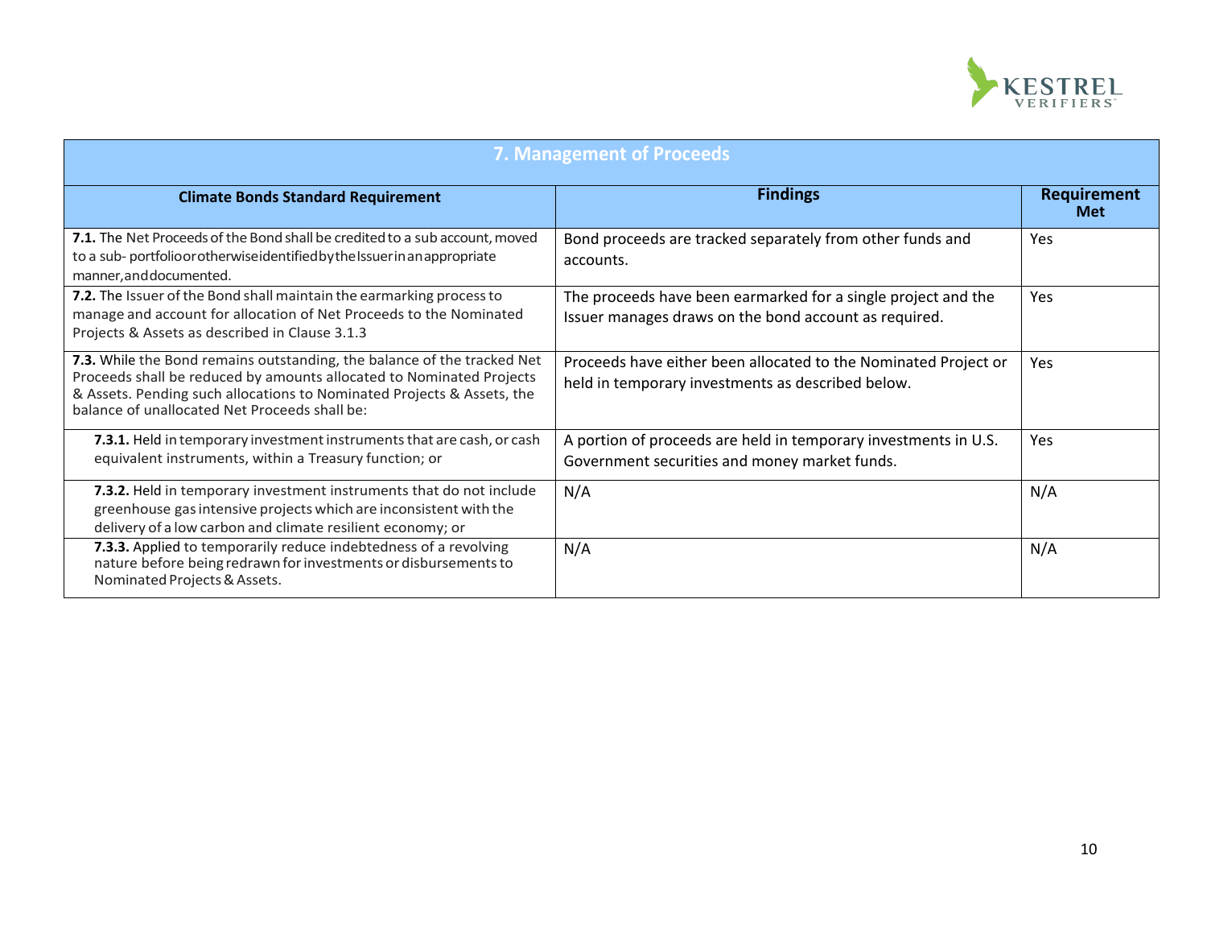| 7. Management of Proceeds | | |
|---|---|---|
| **Climate Bonds Standard Requirement** | **Findings** | **Requirement Met** |
| **7.1.** The Net Proceeds of the Bond shall be credited to a sub account, moved to a sub- portfolio or otherwise identified by the Issuer in an appropriate manner, and documented. | Bond proceeds are tracked separately from other funds and accounts. | Yes |
| **7.2.** The Issuer of the Bond shall maintain the earmarking process to manage and account for allocation of Net Proceeds to the Nominated Projects & Assets as described in Clause 3.1.3 | The proceeds have been earmarked for a single project and the Issuer manages draws on the bond account as required. | Yes |
| **7.3.** While the Bond remains outstanding, the balance of the tracked Net Proceeds shall be reduced by amounts allocated to Nominated Projects & Assets. Pending such allocations to Nominated Projects & Assets, the balance of unallocated Net Proceeds shall be: | Proceeds have either been allocated to the Nominated Project or held in temporary investments as described below. | Yes |
| **7.3.1.** Held in temporary investment instruments that are cash, or cash equivalent instruments, within a Treasury function; or | A portion of proceeds are held in temporary investments in U.S. Government securities and money market funds. | Yes |
| **7.3.2.** Held in temporary investment instruments that do not include greenhouse gas intensive projects which are inconsistent with the delivery of a low carbon and climate resilient economy; or | N/A | N/A |
| **7.3.3.** Applied to temporarily reduce indebtedness of a revolving nature before being redrawn for investments or disbursements to Nominated Projects & Assets. | N/A | N/A |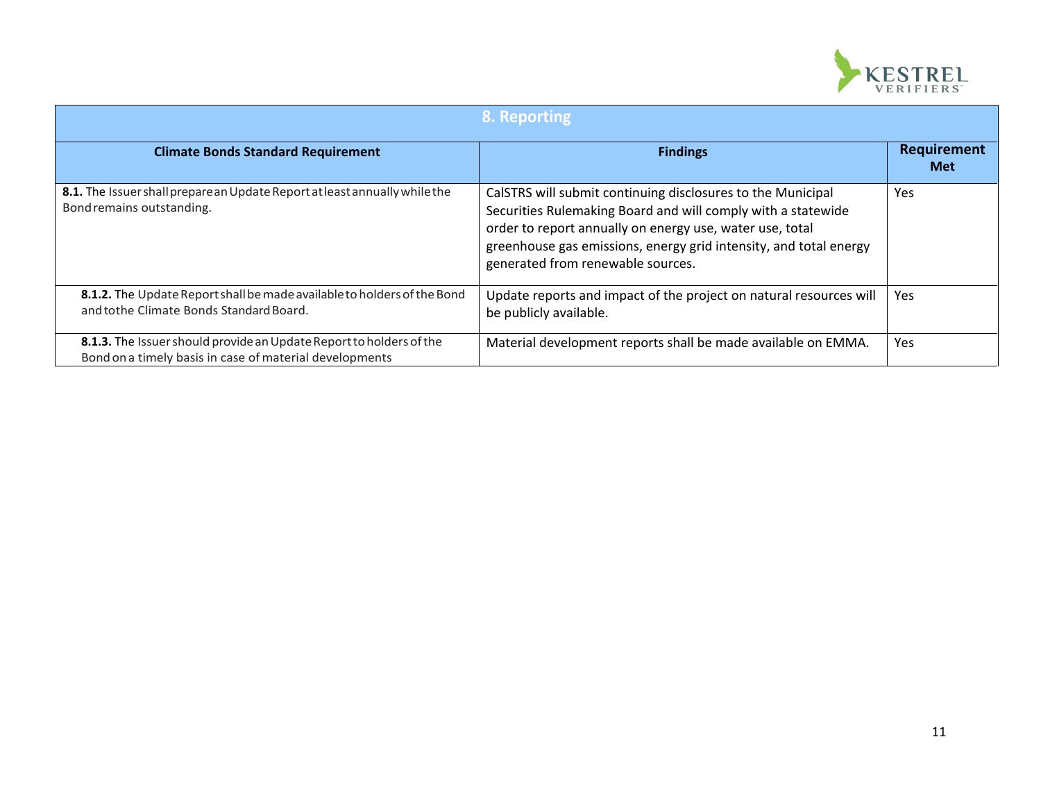| 8. Reporting | | |
|---|---|---|
| **Climate Bonds Standard Requirement** | **Findings** | **Requirement Met** |
| **8.1.** The Issuer shall prepare an Update Report at least annually while the Bond remains outstanding. | CalSTRS will submit continuing disclosures to the Municipal Securities Rulemaking Board and will comply with a statewide order to report annually on energy use, water use, total greenhouse gas emissions, energy grid intensity, and total energy generated from renewable sources. | Yes |
| **8.1.2.** The Update Report shall be made available to holders of the Bond and to the Climate Bonds Standard Board. | Update reports and impact of the project on natural resources will be publicly available. | Yes |
| **8.1.3.** The Issuer should provide an Update Report to holders of the Bond on a timely basis in case of material developments | Material development reports shall be made available on EMMA. | Yes |